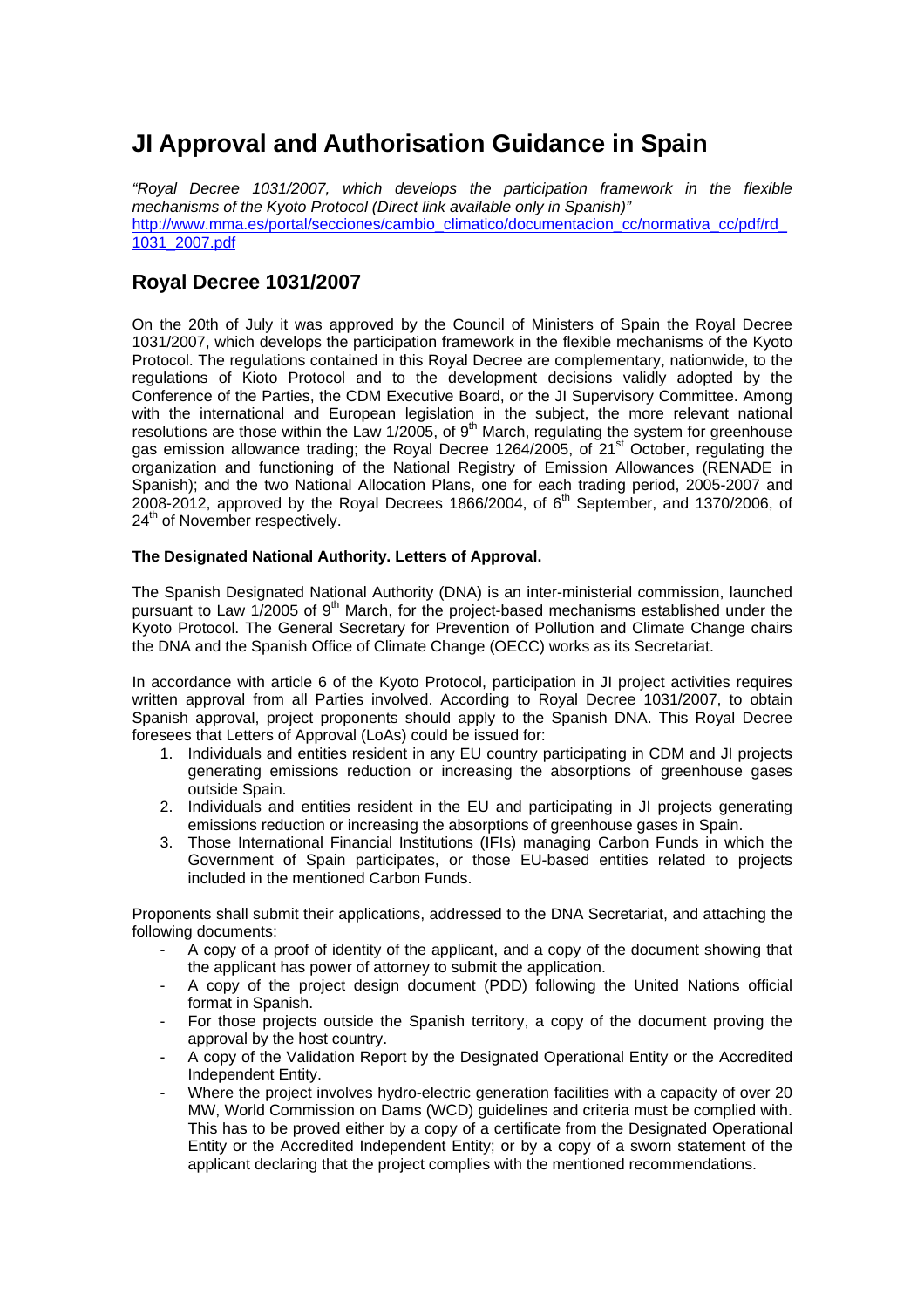# JI Approval and Authorisation Guidance in Spain

*"Royal Decree 1031/2007, which develops the participation framework in the flexible mechanisms of the Kyoto Protocol (Direct link available only in Spanish)"*
http://www.mma.es/portal/secciones/cambio_climatico/documentacion_cc/normativa_cc/pdf/rd_1031_2007.pdf

## Royal Decree 1031/2007

On the 20th of July it was approved by the Council of Ministers of Spain the Royal Decree 1031/2007, which develops the participation framework in the flexible mechanisms of the Kyoto Protocol. The regulations contained in this Royal Decree are complementary, nationwide, to the regulations of Kioto Protocol and to the development decisions validly adopted by the Conference of the Parties, the CDM Executive Board, or the JI Supervisory Committee. Among with the international and European legislation in the subject, the more relevant national resolutions are those within the Law 1/2005, of 9th March, regulating the system for greenhouse gas emission allowance trading; the Royal Decree 1264/2005, of 21st October, regulating the organization and functioning of the National Registry of Emission Allowances (RENADE in Spanish); and the two National Allocation Plans, one for each trading period, 2005-2007 and 2008-2012, approved by the Royal Decrees 1866/2004, of 6th September, and 1370/2006, of 24th of November respectively.

**The Designated National Authority. Letters of Approval.**

The Spanish Designated National Authority (DNA) is an inter-ministerial commission, launched pursuant to Law 1/2005 of 9th March, for the project-based mechanisms established under the Kyoto Protocol. The General Secretary for Prevention of Pollution and Climate Change chairs the DNA and the Spanish Office of Climate Change (OECC) works as its Secretariat.

In accordance with article 6 of the Kyoto Protocol, participation in JI project activities requires written approval from all Parties involved. According to Royal Decree 1031/2007, to obtain Spanish approval, project proponents should apply to the Spanish DNA. This Royal Decree foresees that Letters of Approval (LoAs) could be issued for:

1. Individuals and entities resident in any EU country participating in CDM and JI projects generating emissions reduction or increasing the absorptions of greenhouse gases outside Spain.
2. Individuals and entities resident in the EU and participating in JI projects generating emissions reduction or increasing the absorptions of greenhouse gases in Spain.
3. Those International Financial Institutions (IFIs) managing Carbon Funds in which the Government of Spain participates, or those EU-based entities related to projects included in the mentioned Carbon Funds.

Proponents shall submit their applications, addressed to the DNA Secretariat, and attaching the following documents:

- A copy of a proof of identity of the applicant, and a copy of the document showing that the applicant has power of attorney to submit the application.
- A copy of the project design document (PDD) following the United Nations official format in Spanish.
- For those projects outside the Spanish territory, a copy of the document proving the approval by the host country.
- A copy of the Validation Report by the Designated Operational Entity or the Accredited Independent Entity.
- Where the project involves hydro-electric generation facilities with a capacity of over 20 MW, World Commission on Dams (WCD) guidelines and criteria must be complied with. This has to be proved either by a copy of a certificate from the Designated Operational Entity or the Accredited Independent Entity; or by a copy of a sworn statement of the applicant declaring that the project complies with the mentioned recommendations.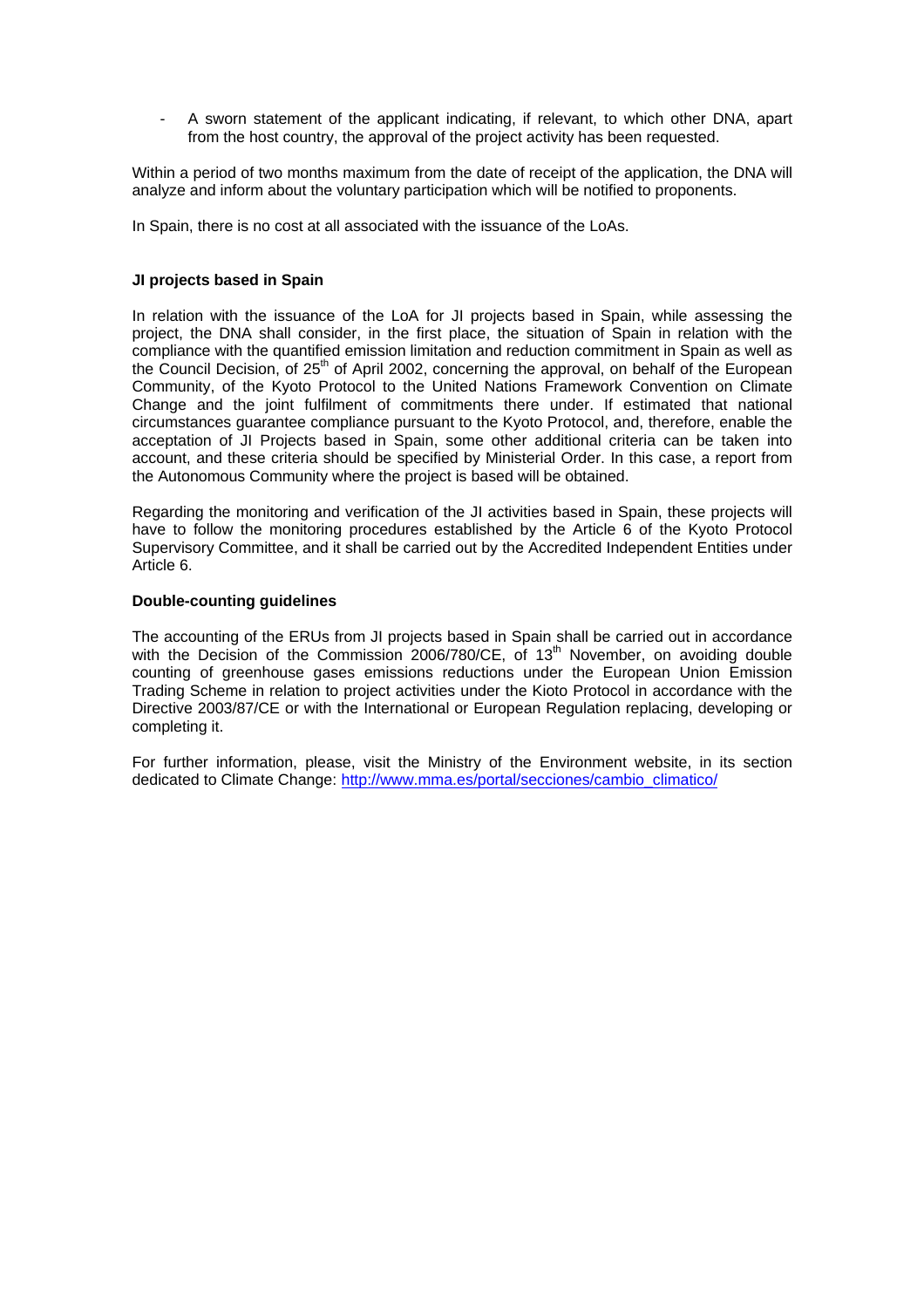- A sworn statement of the applicant indicating, if relevant, to which other DNA, apart from the host country, the approval of the project activity has been requested.

Within a period of two months maximum from the date of receipt of the application, the DNA will analyze and inform about the voluntary participation which will be notified to proponents.

In Spain, there is no cost at all associated with the issuance of the LoAs.

**JI projects based in Spain**

In relation with the issuance of the LoA for JI projects based in Spain, while assessing the project, the DNA shall consider, in the first place, the situation of Spain in relation with the compliance with the quantified emission limitation and reduction commitment in Spain as well as the Council Decision, of 25th of April 2002, concerning the approval, on behalf of the European Community, of the Kyoto Protocol to the United Nations Framework Convention on Climate Change and the joint fulfilment of commitments there under. If estimated that national circumstances guarantee compliance pursuant to the Kyoto Protocol, and, therefore, enable the acceptation of JI Projects based in Spain, some other additional criteria can be taken into account, and these criteria should be specified by Ministerial Order. In this case, a report from the Autonomous Community where the project is based will be obtained.

Regarding the monitoring and verification of the JI activities based in Spain, these projects will have to follow the monitoring procedures established by the Article 6 of the Kyoto Protocol Supervisory Committee, and it shall be carried out by the Accredited Independent Entities under Article 6.

**Double-counting guidelines**

The accounting of the ERUs from JI projects based in Spain shall be carried out in accordance with the Decision of the Commission 2006/780/CE, of 13th November, on avoiding double counting of greenhouse gases emissions reductions under the European Union Emission Trading Scheme in relation to project activities under the Kioto Protocol in accordance with the Directive 2003/87/CE or with the International or European Regulation replacing, developing or completing it.

For further information, please, visit the Ministry of the Environment website, in its section dedicated to Climate Change: http://www.mma.es/portal/secciones/cambio_climatico/